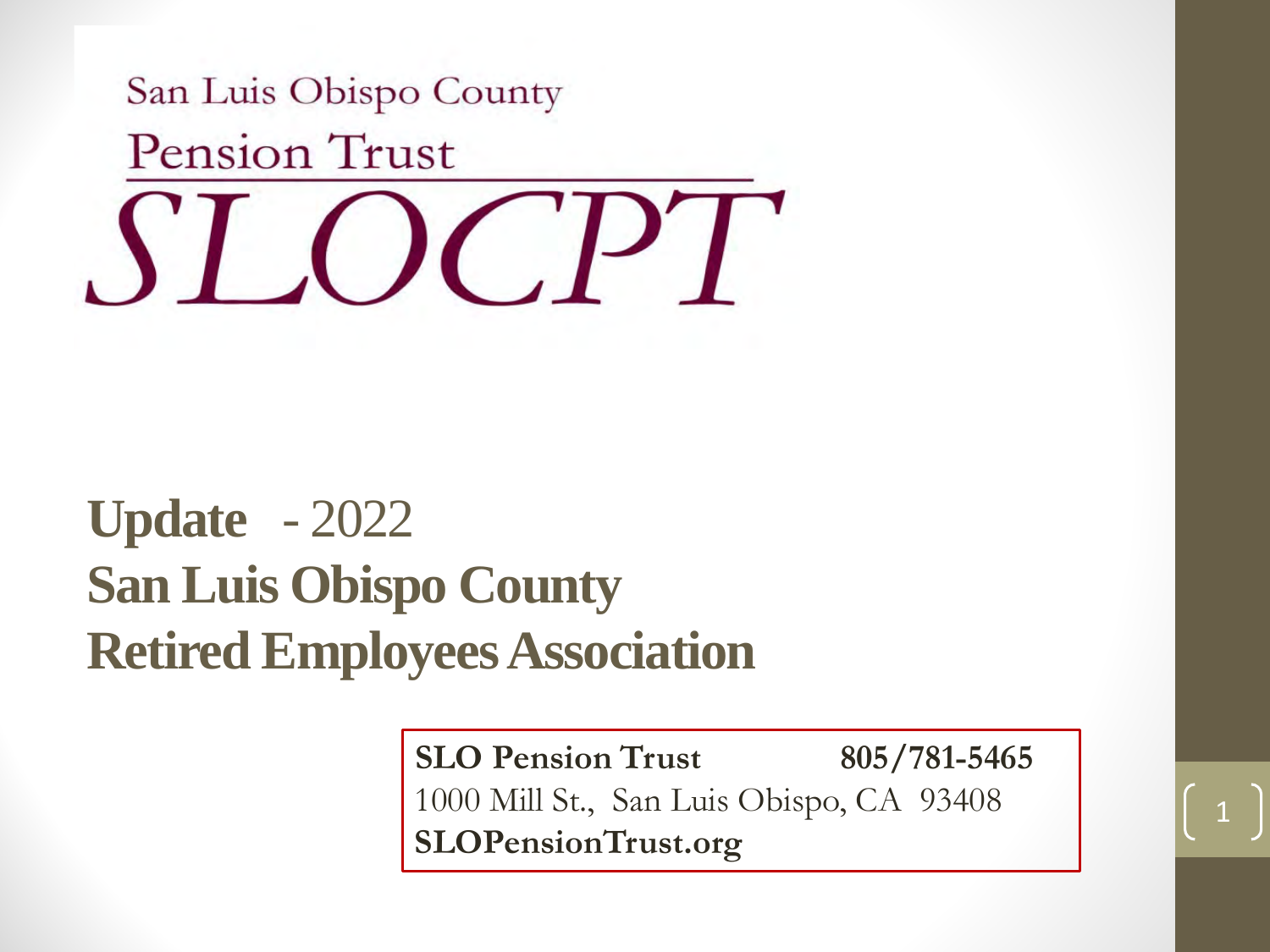San Luis Obispo County

Pension Trust

# SLOCPT

# Update - 2022
# San Luis Obispo County Retired Employees Association

**SLO Pension Trust** **805/781-5465**
1000 Mill St., San Luis Obispo, CA 93408
**SLOPensionTrust.org**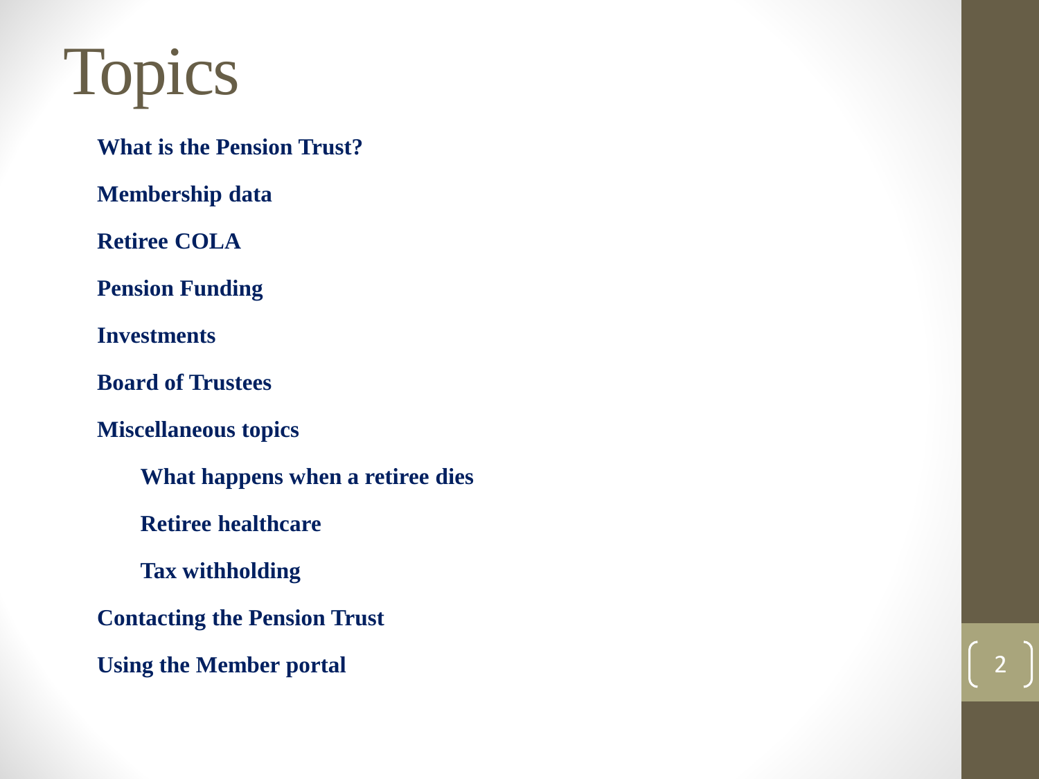# Topics

- **What is the Pension Trust?**
- **Membership data**
- **Retiree COLA**
- **Pension Funding**
- **Investments**
- **Board of Trustees**
- **Miscellaneous topics**
  - **What happens when a retiree dies**
  - **Retiree healthcare**
  - **Tax withholding**
- **Contacting the Pension Trust**
- **Using the Member portal**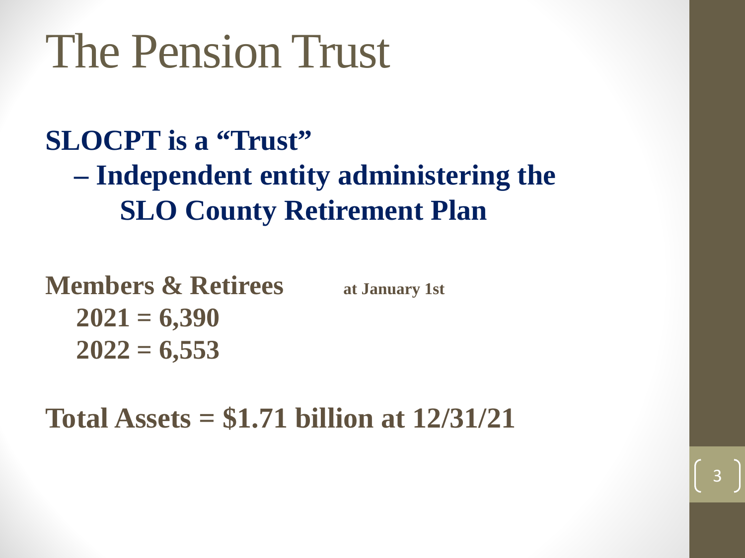# The Pension Trust

**SLOCPT is a "Trust"**

- **– Independent entity administering the SLO County Retirement Plan**

**Members & Retirees** **at January 1st**

- **2021 = 6,390**
- **2022 = 6,553**

**Total Assets = $1.71 billion at 12/31/21**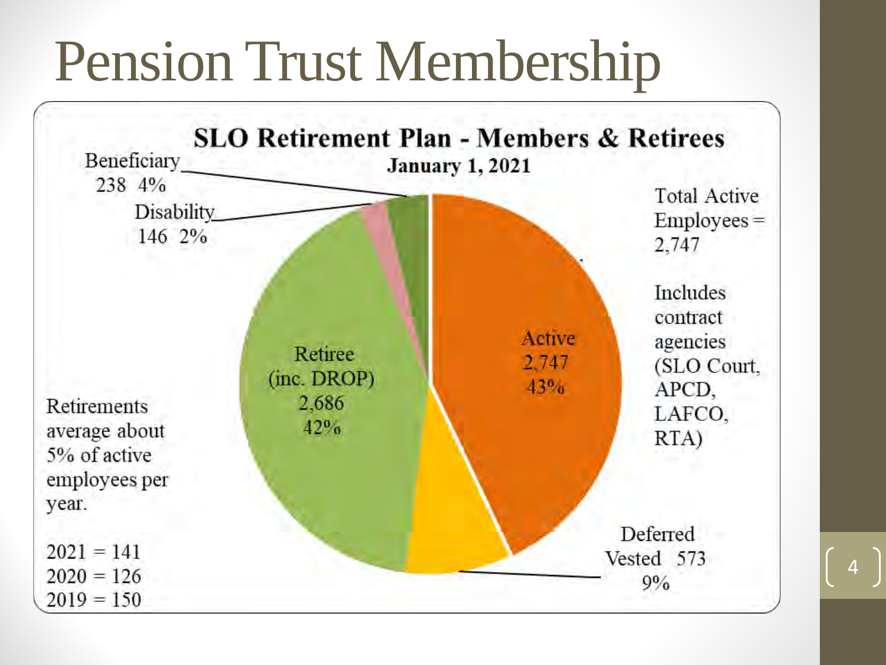# Pension Trust Membership

**SLO Retirement Plan - Members & Retirees**

**January 1, 2021**

| Category | Count | Percent |
| --- | --- | --- |
| Active | 2,747 | 43% |
| Retiree (inc. DROP) | 2,686 | 42% |
| Deferred Vested | 573 | 9% |
| Beneficiary | 238 | 4% |
| Disability | 146 | 2% |

Total Active Employees = 2,747

Includes contract agencies (SLO Court, APCD, LAFCO, RTA)

Retirements average about 5% of active employees per year.

2021 = 141
2020 = 126
2019 = 150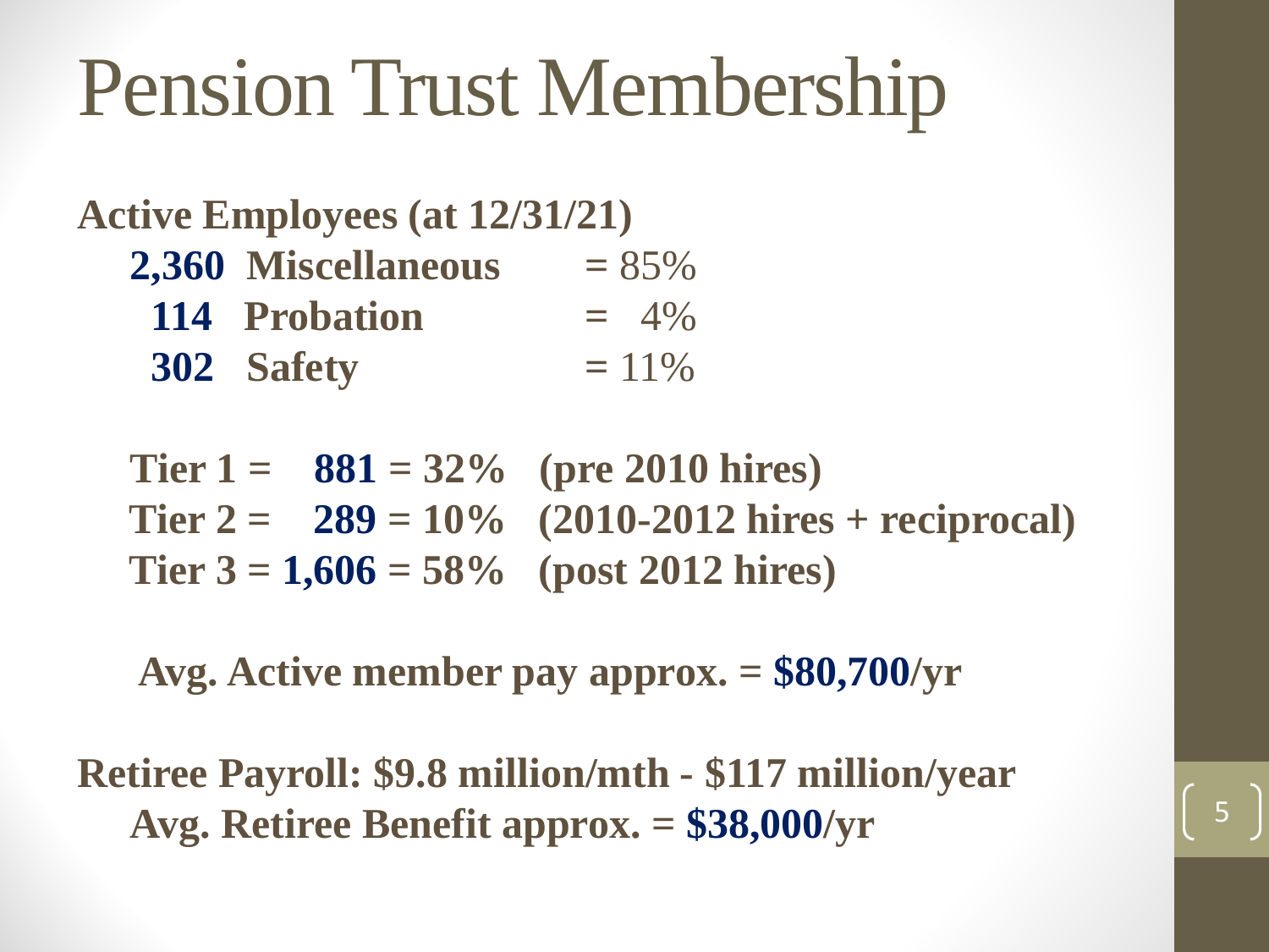# Pension Trust Membership

**Active Employees (at 12/31/21)**

- **2,360 Miscellaneous** = 85%
- **114 Probation** = 4%
- **302 Safety** = 11%

**Tier 1 = 881 = 32% (pre 2010 hires)**
**Tier 2 = 289 = 10% (2010-2012 hires + reciprocal)**
**Tier 3 = 1,606 = 58% (post 2012 hires)**

**Avg. Active member pay approx. = $80,700/yr**

**Retiree Payroll: $9.8 million/mth - $117 million/year**
**Avg. Retiree Benefit approx. = $38,000/yr**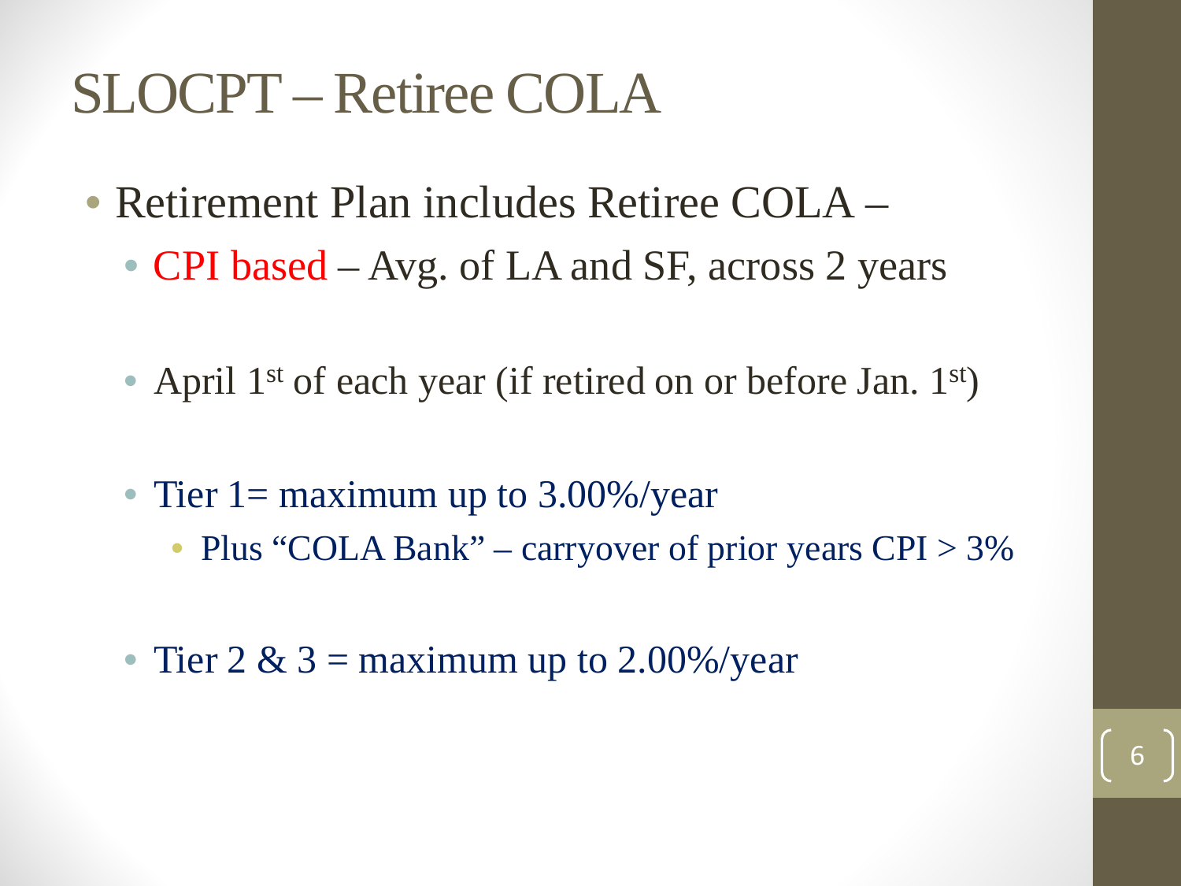# SLOCPT – Retiree COLA

- Retirement Plan includes Retiree COLA –
  - CPI based – Avg. of LA and SF, across 2 years
  - April 1st of each year (if retired on or before Jan. 1st)
  - Tier 1= maximum up to 3.00%/year
    - Plus "COLA Bank" – carryover of prior years CPI > 3%
  - Tier 2 & 3 = maximum up to 2.00%/year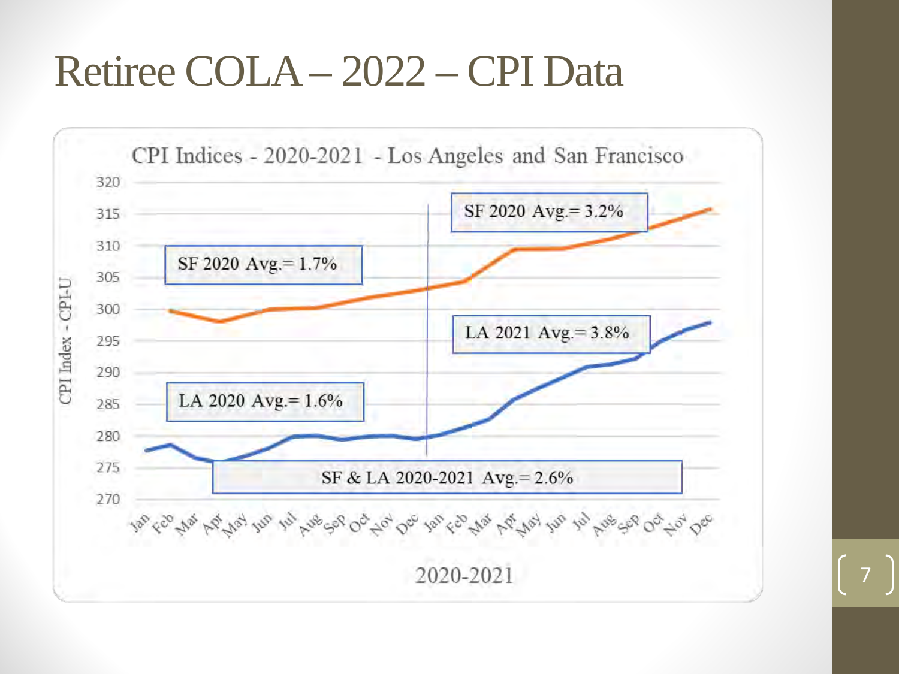# Retiree COLA – 2022 – CPI Data

**CPI Indices - 2020-2021 - Los Angeles and San Francisco**

- SF 2020 Avg.= 1.7%
- SF 2020 Avg.= 3.2%
- LA 2021 Avg.= 3.8%
- LA 2020 Avg.= 1.6%
- SF & LA 2020-2021 Avg.= 2.6%

CPI Index - CPI-U

2020-2021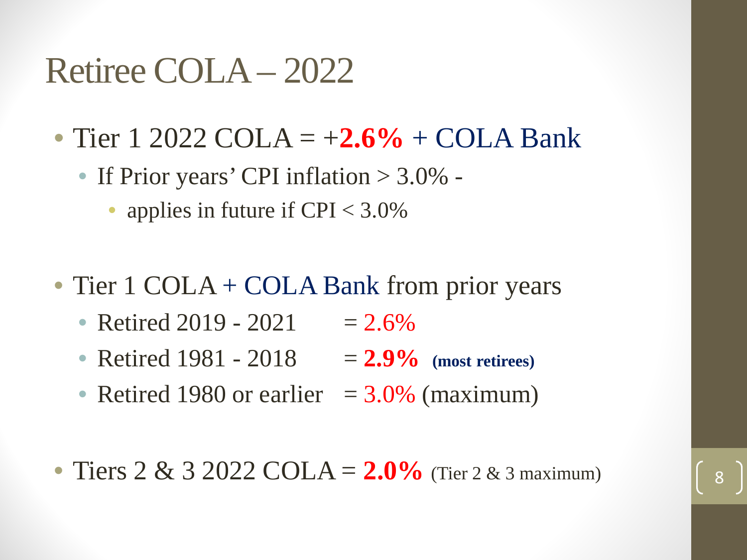# Retiree COLA – 2022

- Tier 1 2022 COLA = +**2.6%** + COLA Bank
  - If Prior years' CPI inflation > 3.0% -
    - applies in future if CPI < 3.0%

- Tier 1 COLA + COLA Bank from prior years
  - Retired 2019 - 2021 = 2.6%
  - Retired 1981 - 2018 = **2.9%** **(most retirees)**
  - Retired 1980 or earlier = 3.0% (maximum)

- Tiers 2 & 3 2022 COLA = **2.0%** (Tier 2 & 3 maximum)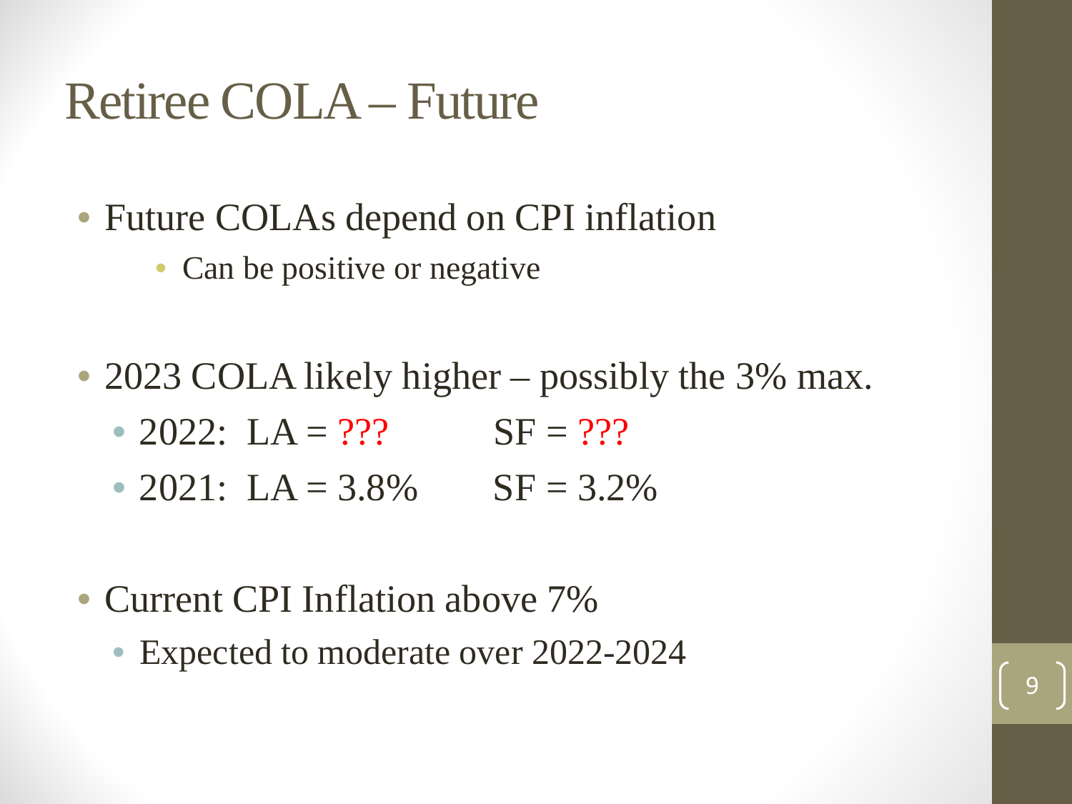# Retiree COLA – Future

- Future COLAs depend on CPI inflation
  - Can be positive or negative
- 2023 COLA likely higher – possibly the 3% max.
  - 2022: LA = ??? SF = ???
  - 2021: LA = 3.8% SF = 3.2%
- Current CPI Inflation above 7%
  - Expected to moderate over 2022-2024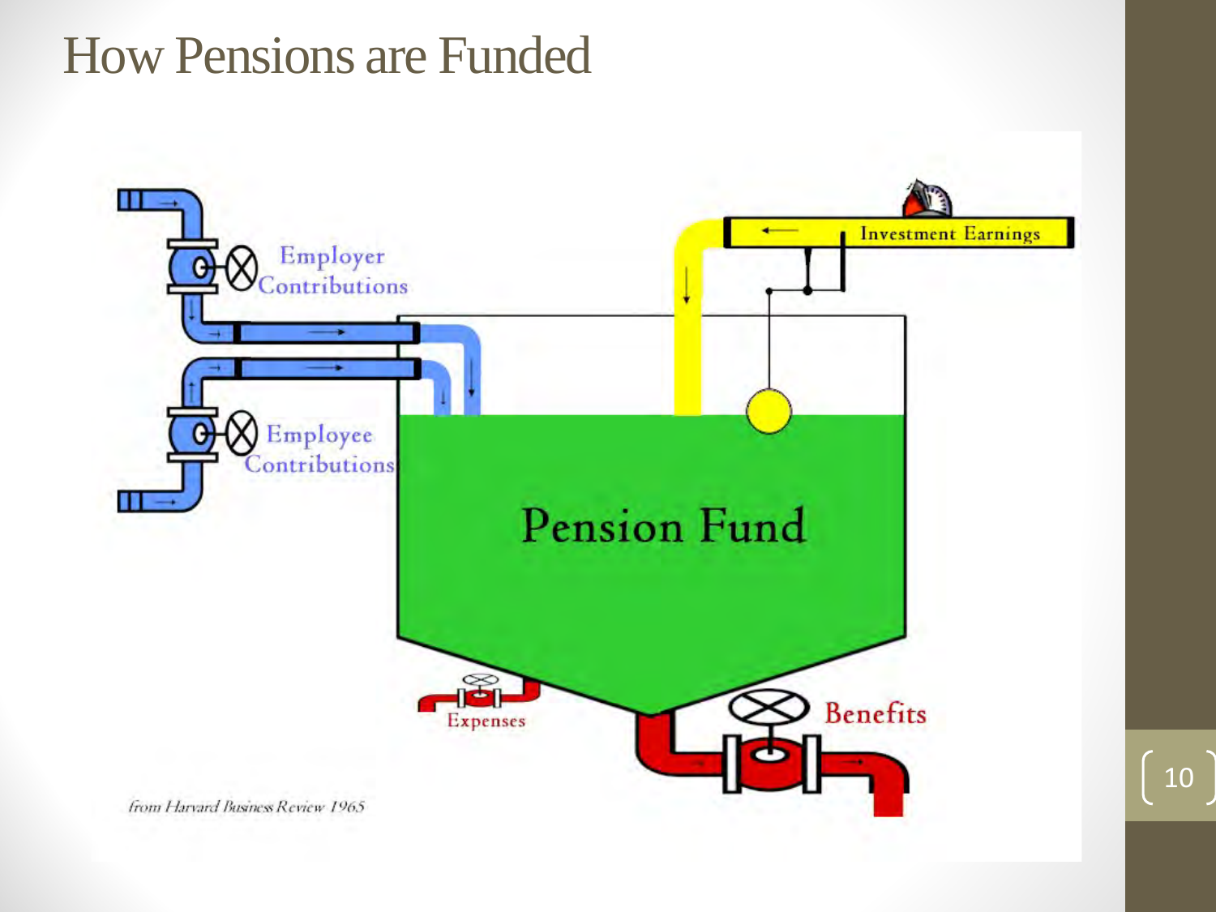# How Pensions are Funded

Employer Contributions

Employee Contributions

Investment Earnings

Pension Fund

Expenses

Benefits

*from Harvard Business Review 1965*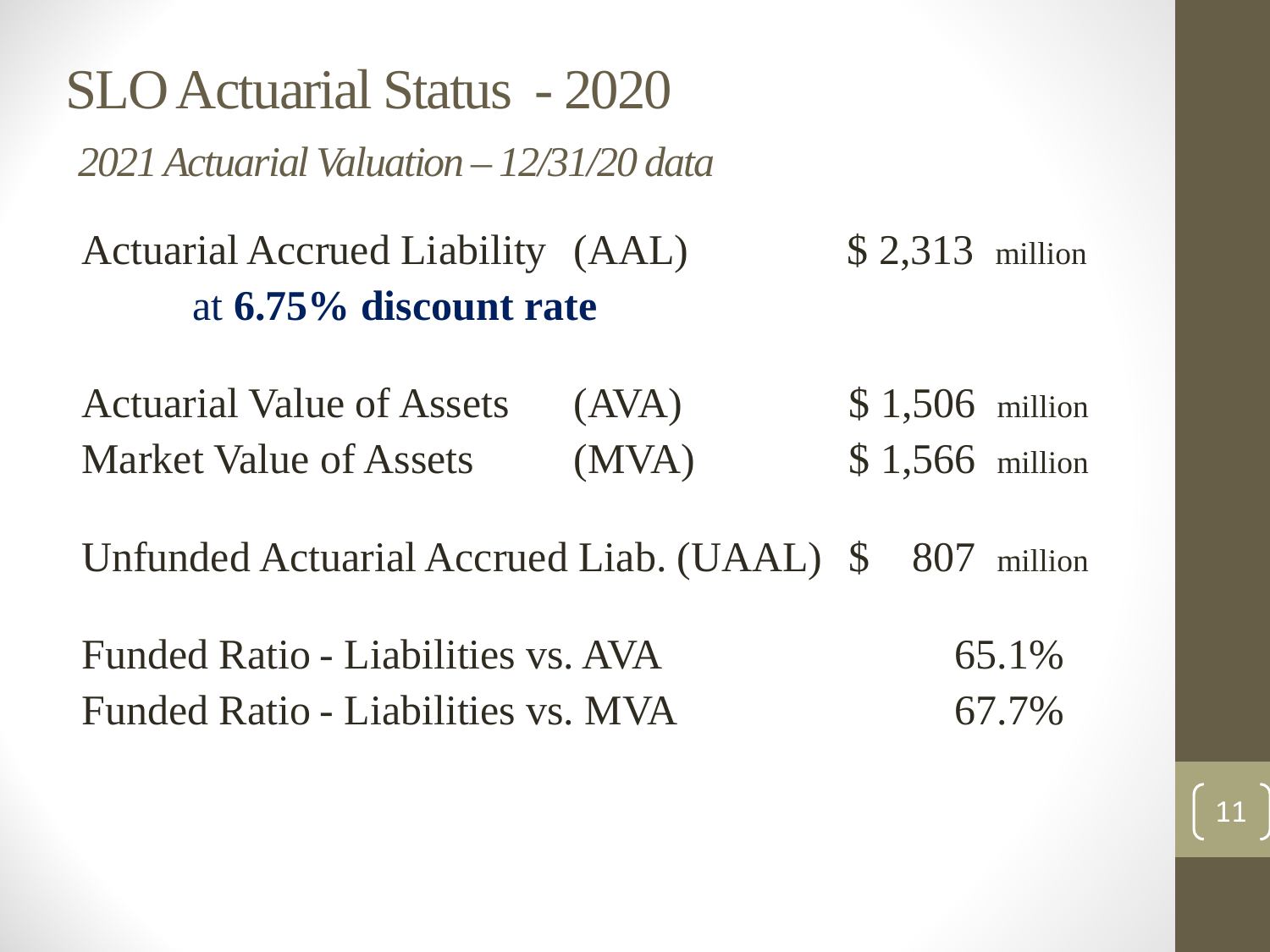# SLO Actuarial Status - 2020

*2021 Actuarial Valuation – 12/31/20 data*

| | | |
|---|---|---|
| Actuarial Accrued Liability (AAL) at **6.75% discount rate** | $ 2,313 million | |
| Actuarial Value of Assets | (AVA) | $ 1,506 million |
| Market Value of Assets | (MVA) | $ 1,566 million |
| Unfunded Actuarial Accrued Liab. (UAAL) | | $ 807 million |
| Funded Ratio - Liabilities vs. AVA | | 65.1% |
| Funded Ratio - Liabilities vs. MVA | | 67.7% |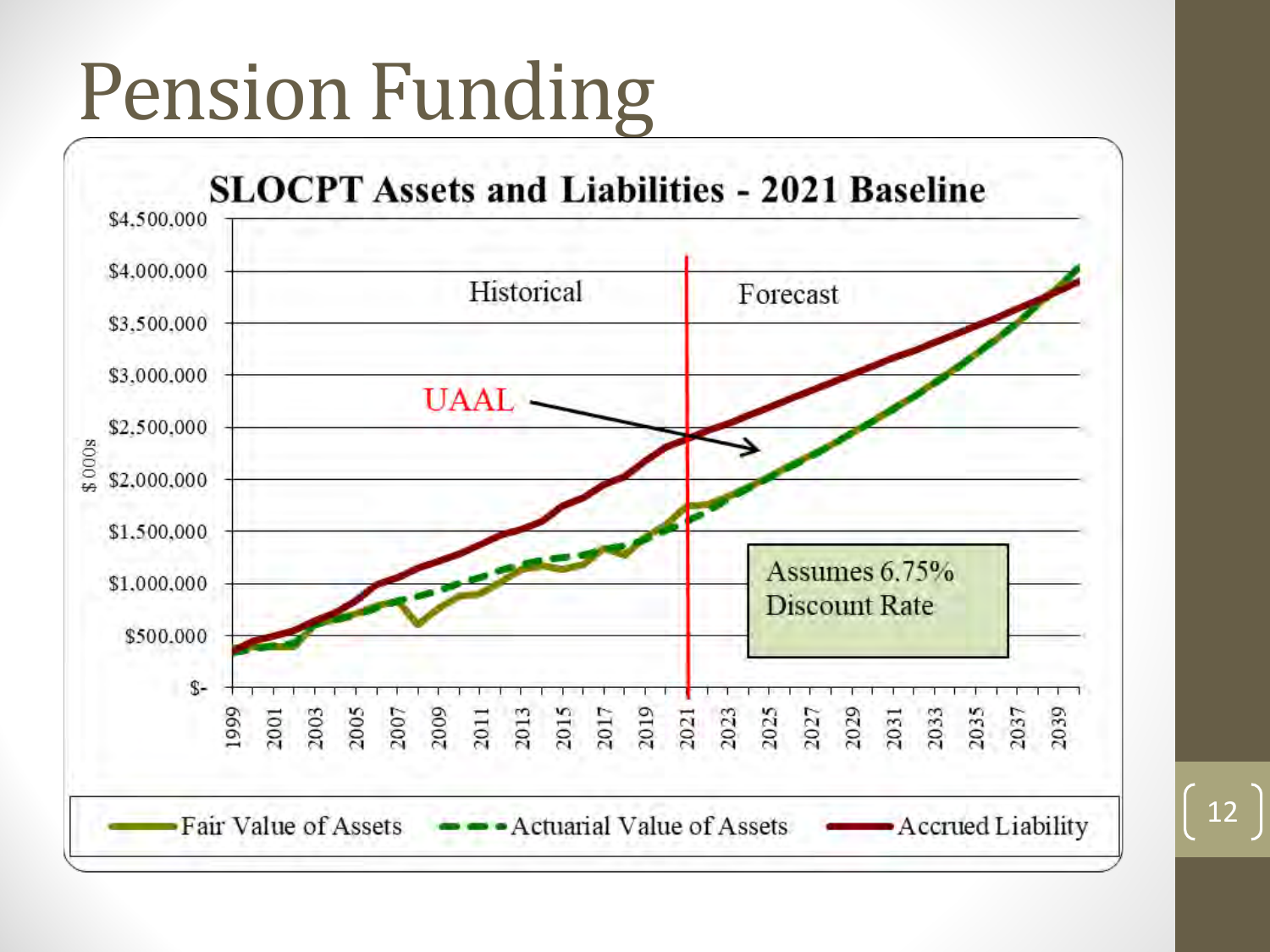# Pension Funding

**SLOCPT Assets and Liabilities - 2021 Baseline**

$ 000s

$4,500,000
$4,000,000
$3,500,000
$3,000,000
$2,500,000
$2,000,000
$1,500,000
$1,000,000
$500,000
$-

1999 2001 2003 2005 2007 2009 2011 2013 2015 2017 2019 2021 2023 2025 2027 2029 2031 2033 2035 2037 2039

Historical

Forecast

UAAL

Assumes 6.75% Discount Rate

Fair Value of Assets — Actuarial Value of Assets — Accrued Liability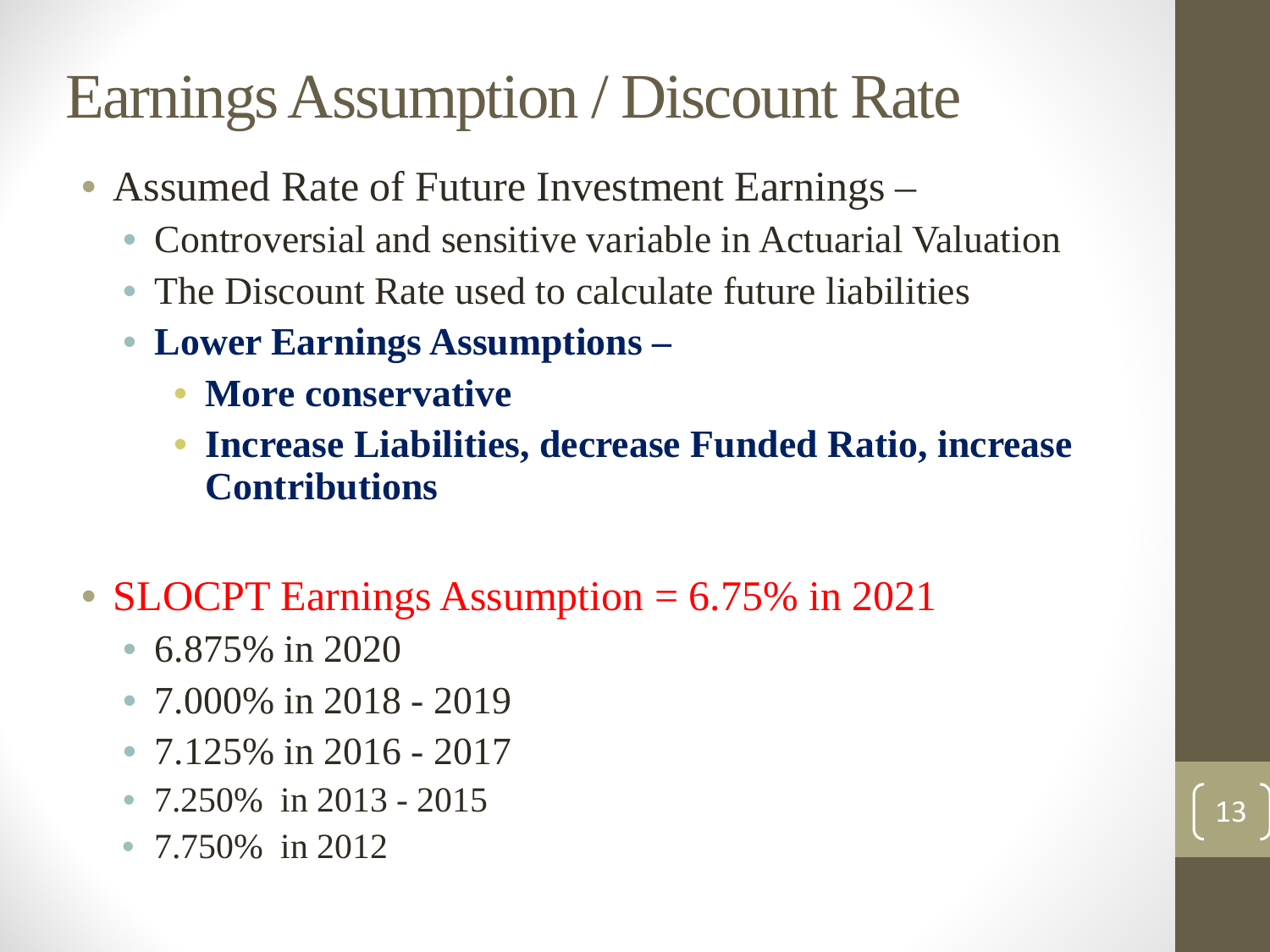# Earnings Assumption / Discount Rate

- Assumed Rate of Future Investment Earnings –
  - Controversial and sensitive variable in Actuarial Valuation
  - The Discount Rate used to calculate future liabilities
  - **Lower Earnings Assumptions –**
    - **More conservative**
    - **Increase Liabilities, decrease Funded Ratio, increase Contributions**

- SLOCPT Earnings Assumption = 6.75% in 2021
  - 6.875% in 2020
  - 7.000% in 2018 - 2019
  - 7.125% in 2016 - 2017
  - 7.250% in 2013 - 2015
  - 7.750% in 2012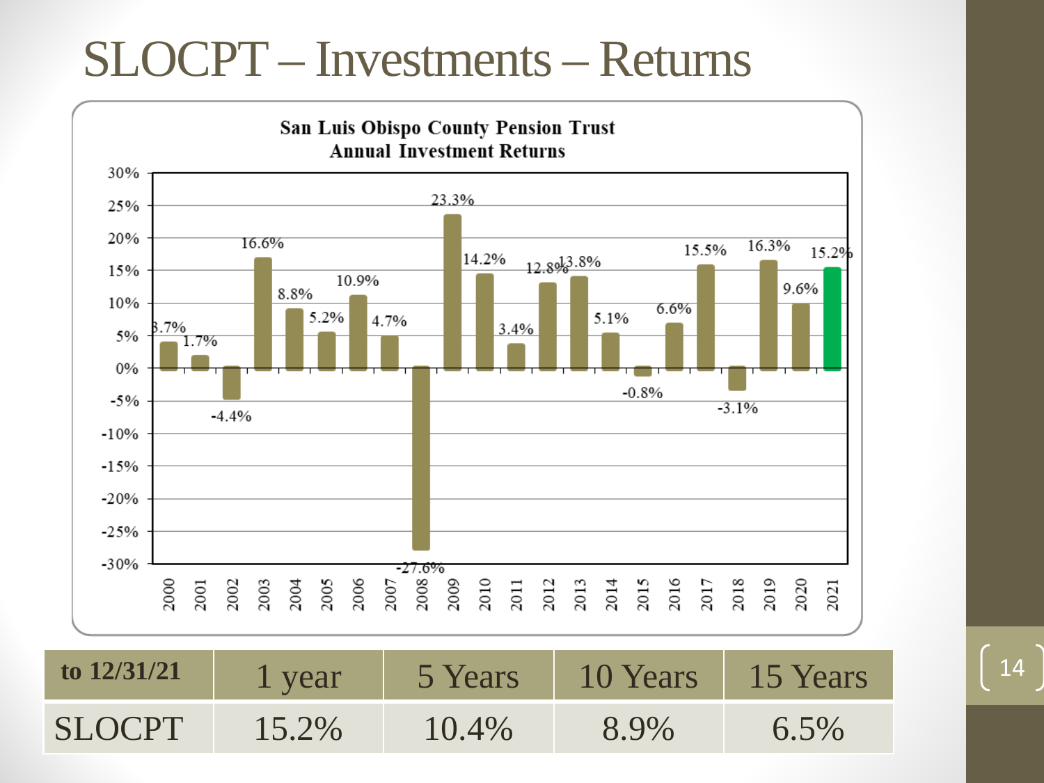# SLOCPT – Investments – Returns

**San Luis Obispo County Pension Trust**
**Annual Investment Returns**

| Year | Return |
|---|---|
| 2000 | 3.7% |
| 2001 | 1.7% |
| 2002 | -4.4% |
| 2003 | 16.6% |
| 2004 | 8.8% |
| 2005 | 5.2% |
| 2006 | 10.9% |
| 2007 | 4.7% |
| 2008 | -27.6% |
| 2009 | 23.3% |
| 2010 | 14.2% |
| 2011 | 3.4% |
| 2012 | 12.8% |
| 2013 | 13.8% |
| 2014 | 5.1% |
| 2015 | -0.8% |
| 2016 | 6.6% |
| 2017 | 15.5% |
| 2018 | -3.1% |
| 2019 | 16.3% |
| 2020 | 9.6% |
| 2021 | 15.2% |

| to 12/31/21 | 1 year | 5 Years | 10 Years | 15 Years |
|---|---|---|---|---|
| SLOCPT | 15.2% | 10.4% | 8.9% | 6.5% |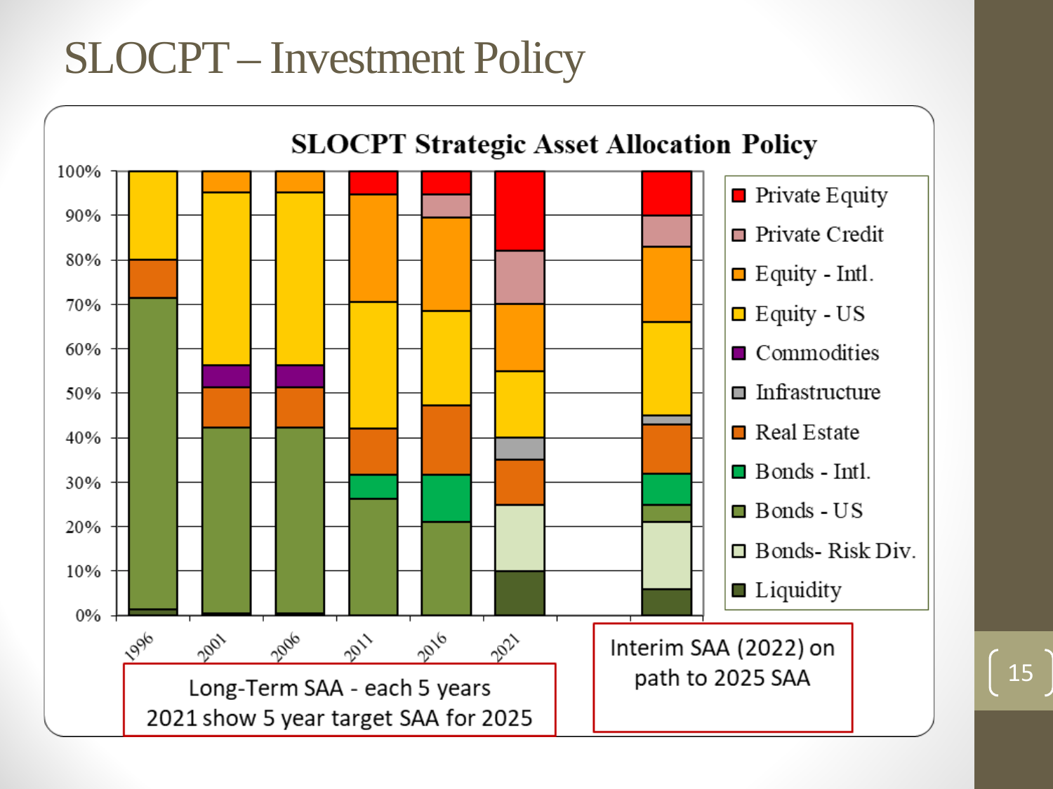# SLOCPT – Investment Policy

**SLOCPT Strategic Asset Allocation Policy**

Private Equity, Private Credit, Equity - Intl., Equity - US, Commodities, Infrastructure, Real Estate, Bonds - Intl., Bonds - US, Bonds- Risk Div., Liquidity

1996, 2001, 2006, 2011, 2016, 2021

Long-Term SAA - each 5 years
2021 show 5 year target SAA for 2025

Interim SAA (2022) on path to 2025 SAA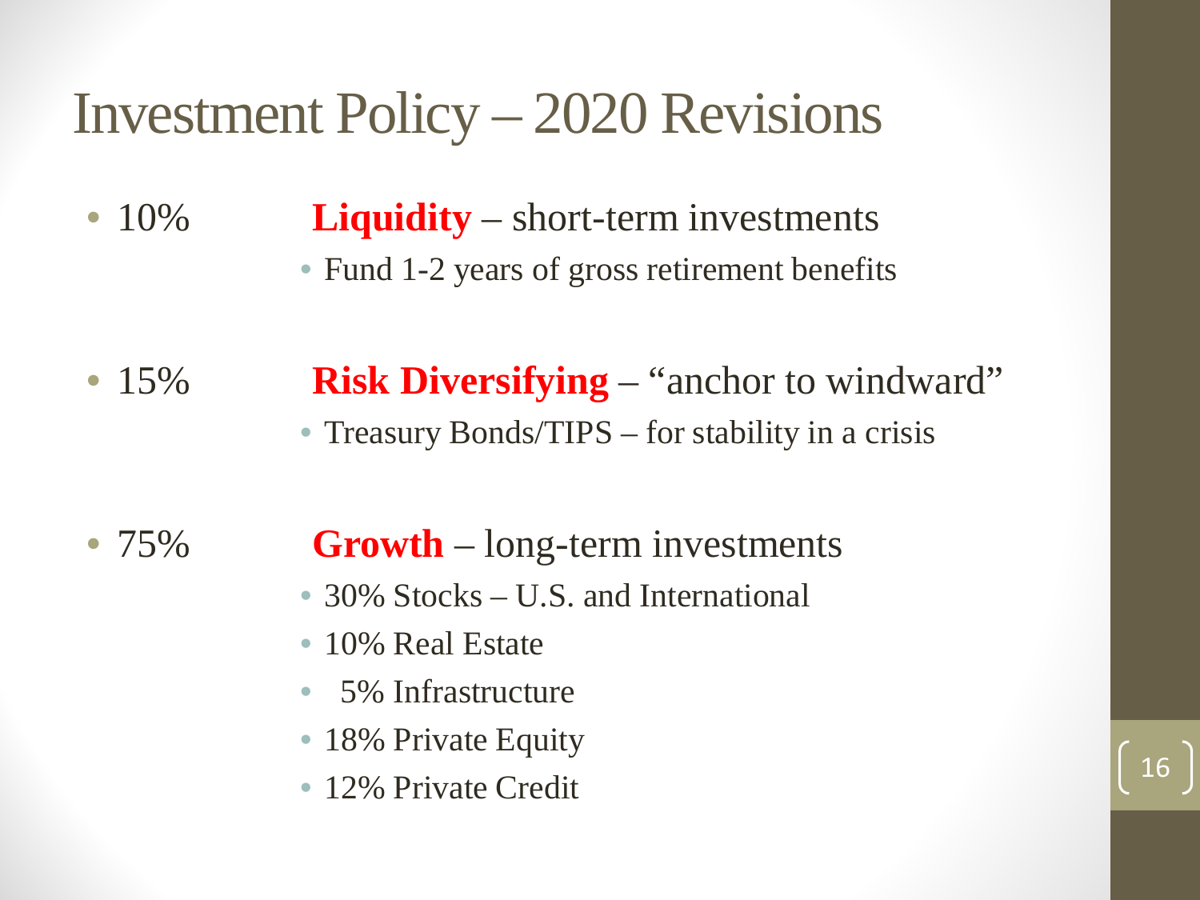# Investment Policy – 2020 Revisions

- 10% **Liquidity** – short-term investments
  - Fund 1-2 years of gross retirement benefits
- 15% **Risk Diversifying** – "anchor to windward"
  - Treasury Bonds/TIPS – for stability in a crisis
- 75% **Growth** – long-term investments
  - 30% Stocks – U.S. and International
  - 10% Real Estate
  - 5% Infrastructure
  - 18% Private Equity
  - 12% Private Credit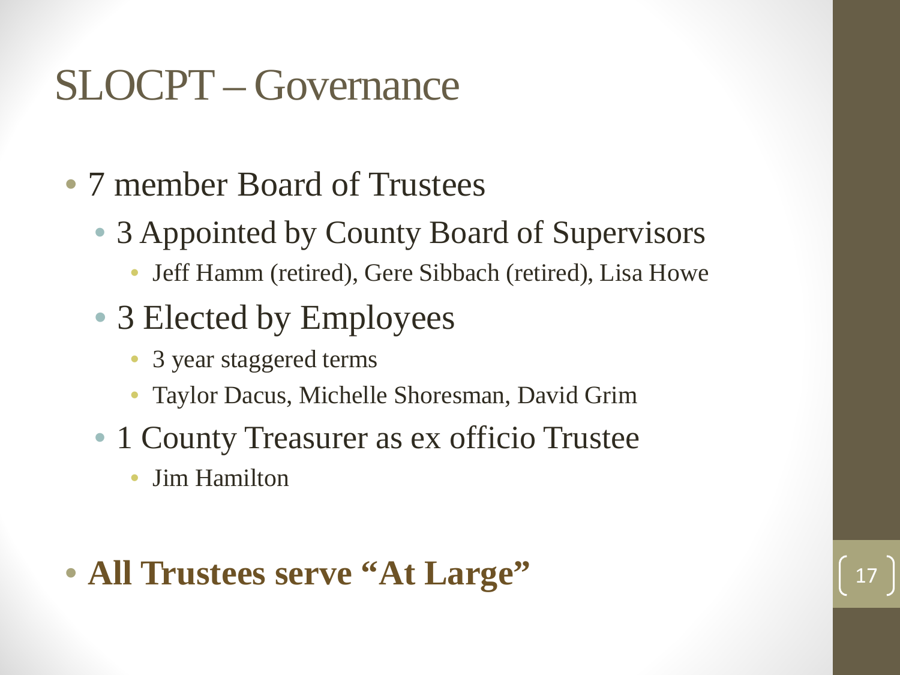# SLOCPT – Governance

- 7 member Board of Trustees
  - 3 Appointed by County Board of Supervisors
    - Jeff Hamm (retired), Gere Sibbach (retired), Lisa Howe
  - 3 Elected by Employees
    - 3 year staggered terms
    - Taylor Dacus, Michelle Shoresman, David Grim
  - 1 County Treasurer as ex officio Trustee
    - Jim Hamilton

- **All Trustees serve "At Large"**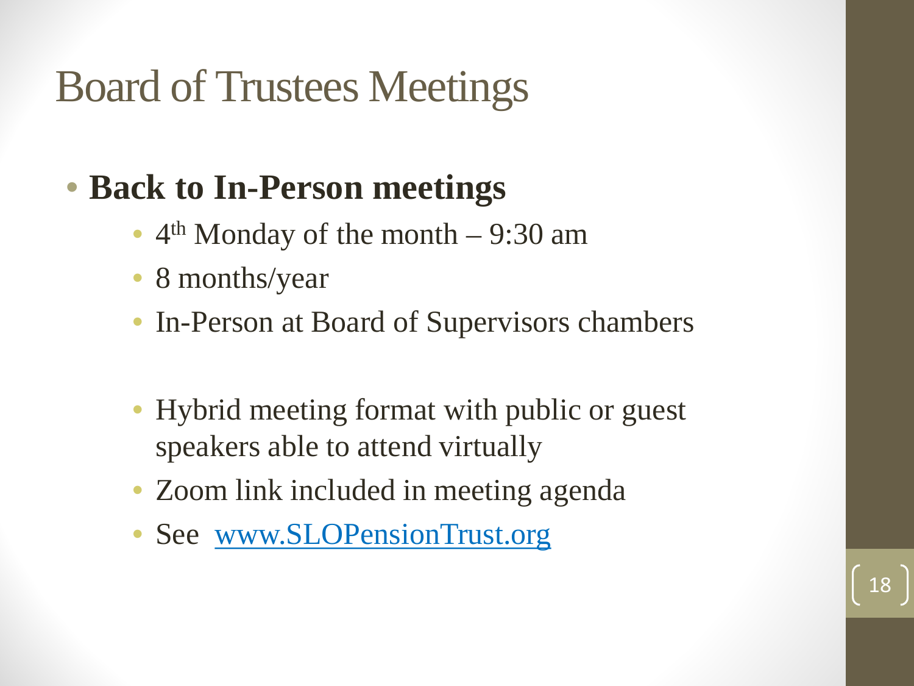# Board of Trustees Meetings

- **Back to In-Person meetings**
  - 4th Monday of the month – 9:30 am
  - 8 months/year
  - In-Person at Board of Supervisors chambers

  - Hybrid meeting format with public or guest speakers able to attend virtually
  - Zoom link included in meeting agenda
  - See [www.SLOPensionTrust.org](http://www.SLOPensionTrust.org)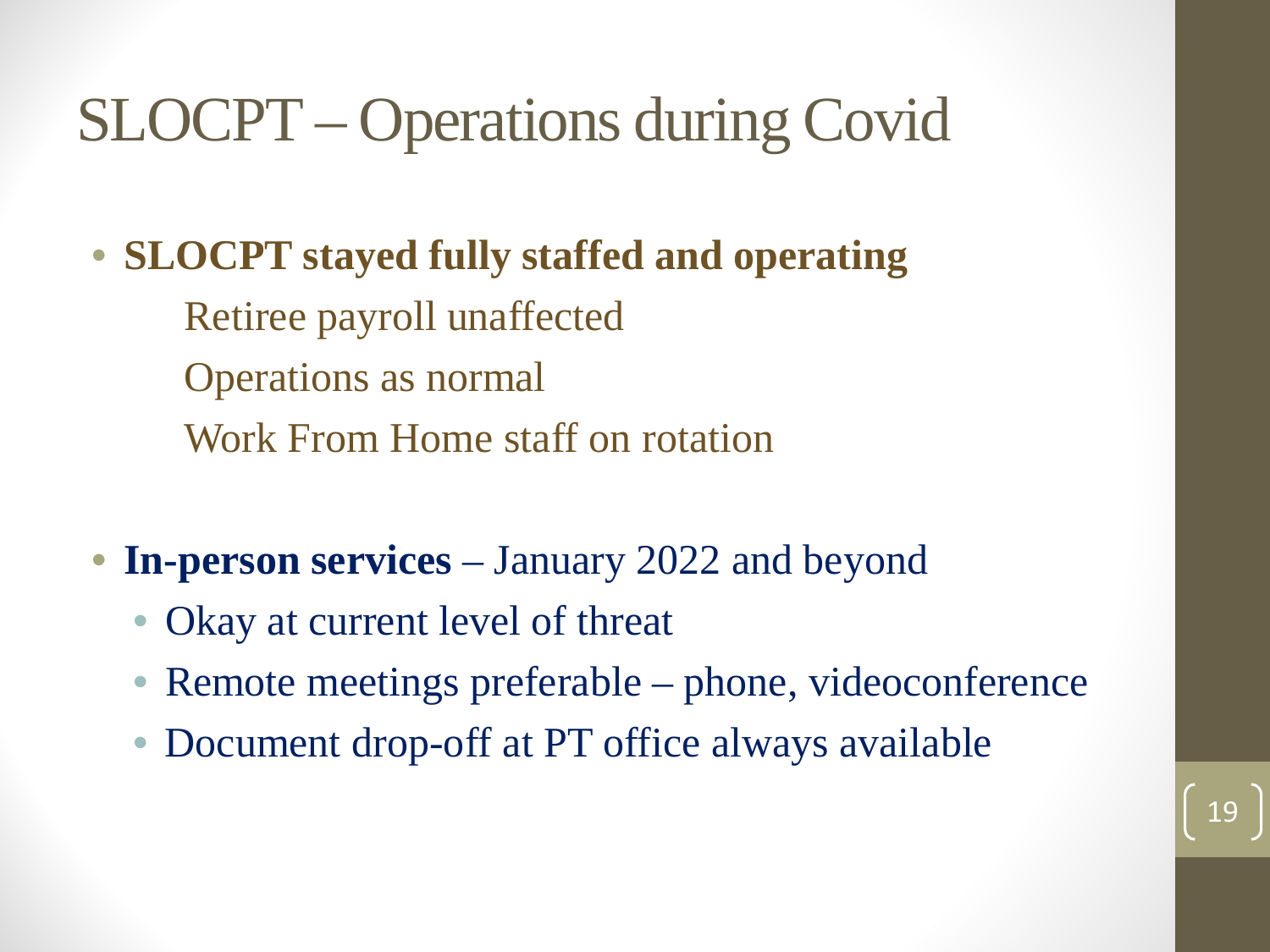# SLOCPT – Operations during Covid

- **SLOCPT stayed fully staffed and operating**
  - Retiree payroll unaffected
  - Operations as normal
  - Work From Home staff on rotation

- **In-person services** – January 2022 and beyond
  - Okay at current level of threat
  - Remote meetings preferable – phone, videoconference
  - Document drop-off at PT office always available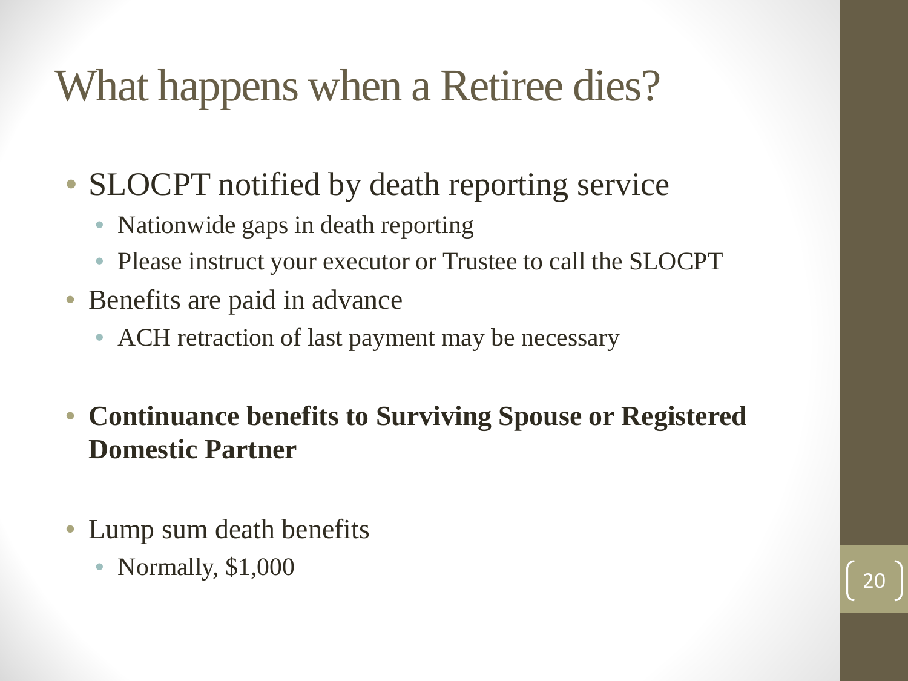# What happens when a Retiree dies?

- SLOCPT notified by death reporting service
  - Nationwide gaps in death reporting
  - Please instruct your executor or Trustee to call the SLOCPT
- Benefits are paid in advance
  - ACH retraction of last payment may be necessary

- **Continuance benefits to Surviving Spouse or Registered Domestic Partner**

- Lump sum death benefits
  - Normally, $1,000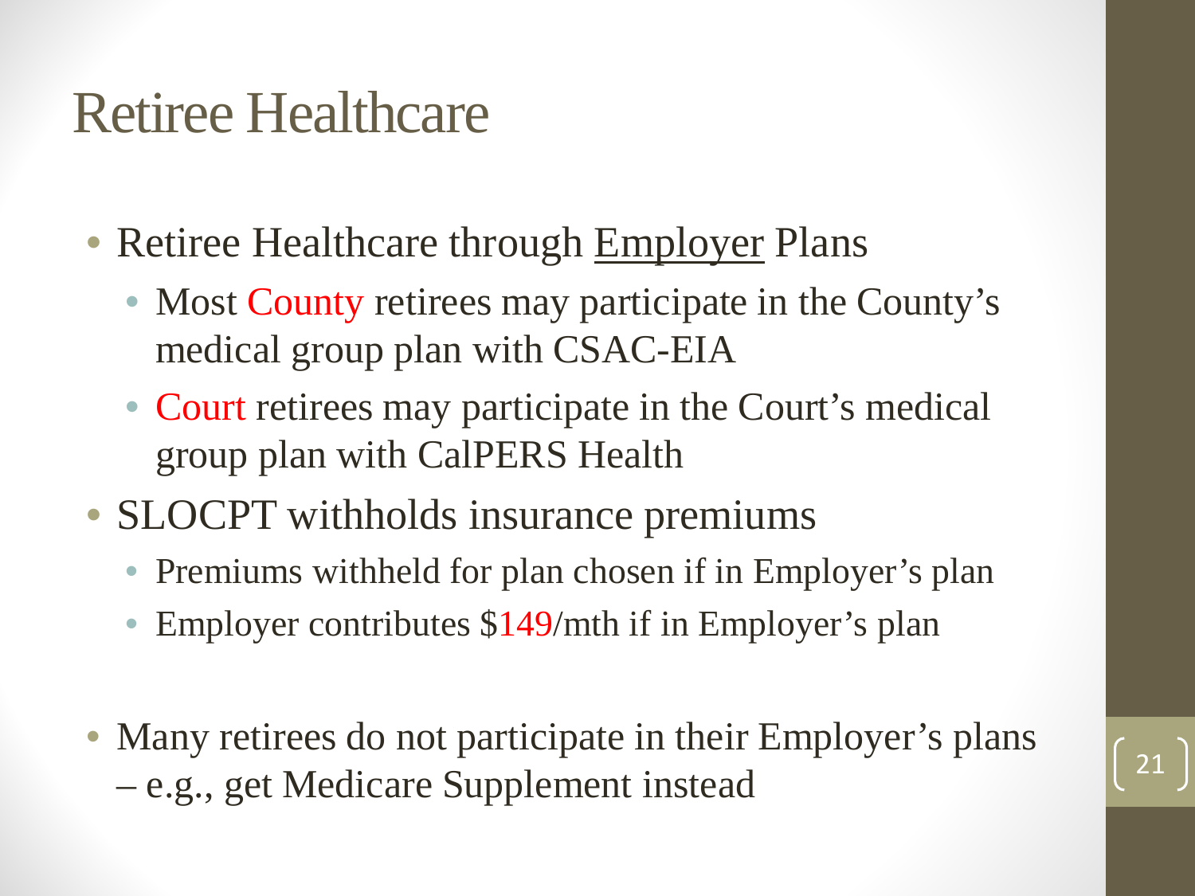# Retiree Healthcare

- Retiree Healthcare through <u>Employer</u> Plans
  - Most County retirees may participate in the County's medical group plan with CSAC-EIA
  - Court retirees may participate in the Court's medical group plan with CalPERS Health
- SLOCPT withholds insurance premiums
  - Premiums withheld for plan chosen if in Employer's plan
  - Employer contributes $149/mth if in Employer's plan
- Many retirees do not participate in their Employer's plans – e.g., get Medicare Supplement instead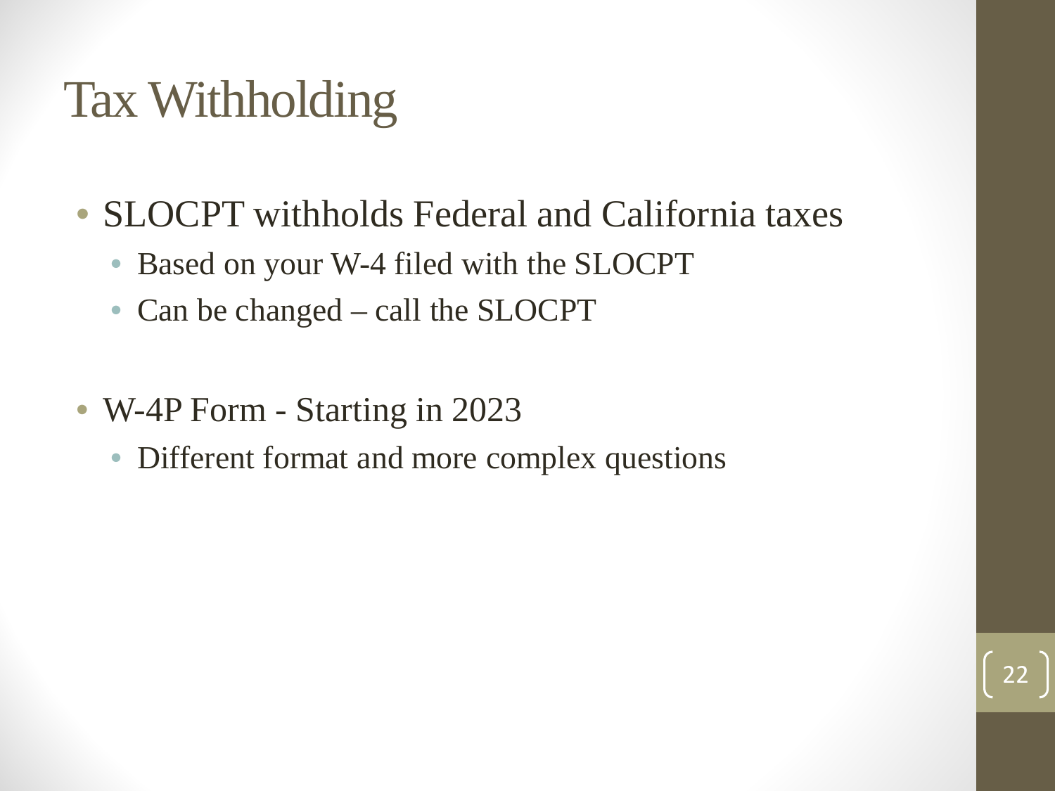# Tax Withholding

- SLOCPT withholds Federal and California taxes
  - Based on your W-4 filed with the SLOCPT
  - Can be changed – call the SLOCPT

- W-4P Form - Starting in 2023
  - Different format and more complex questions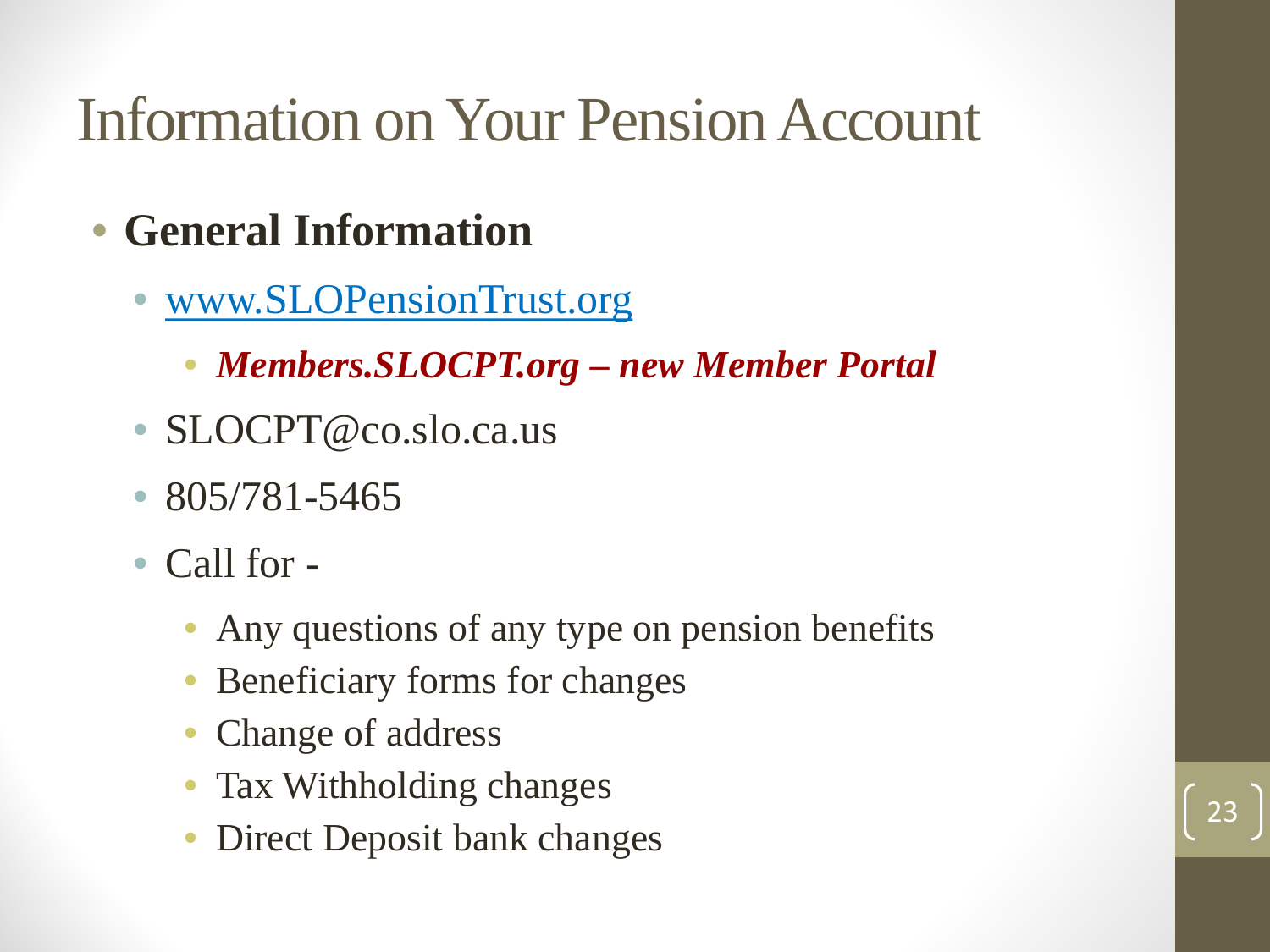# Information on Your Pension Account

- **General Information**
  - www.SLOPensionTrust.org
    - ***Members.SLOCPT.org – new Member Portal***
  - SLOCPT@co.slo.ca.us
  - 805/781-5465
  - Call for -
    - Any questions of any type on pension benefits
    - Beneficiary forms for changes
    - Change of address
    - Tax Withholding changes
    - Direct Deposit bank changes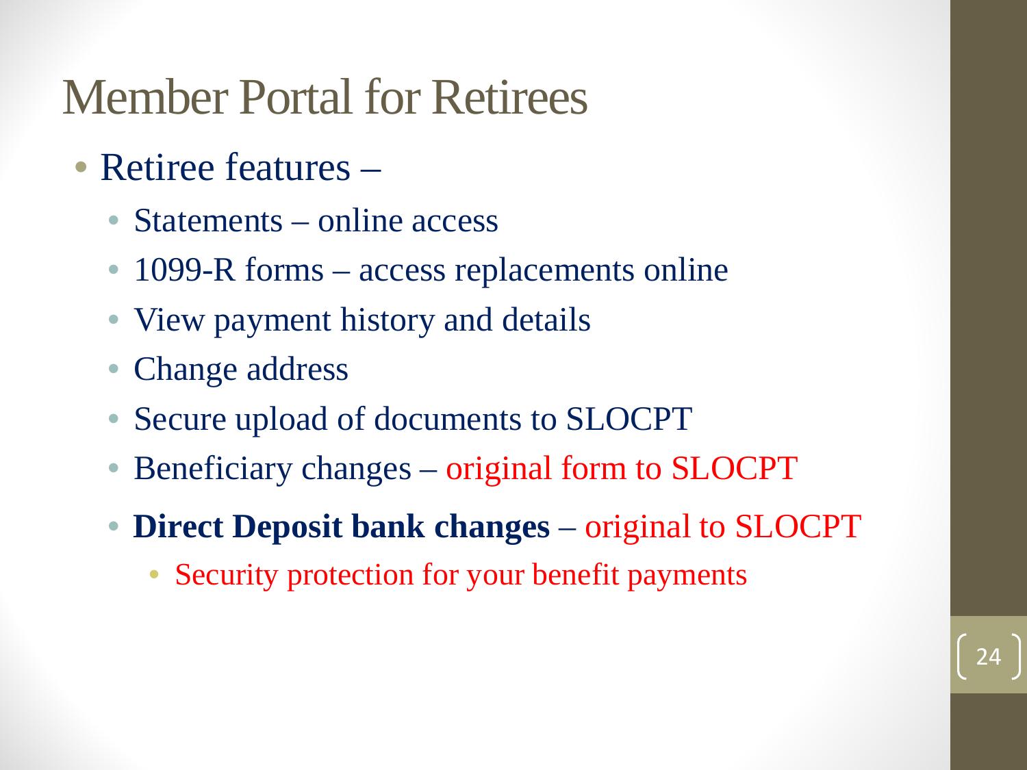# Member Portal for Retirees

- Retiree features –
  - Statements – online access
  - 1099-R forms – access replacements online
  - View payment history and details
  - Change address
  - Secure upload of documents to SLOCPT
  - Beneficiary changes – original form to SLOCPT
  - **Direct Deposit bank changes** – original to SLOCPT
    - Security protection for your benefit payments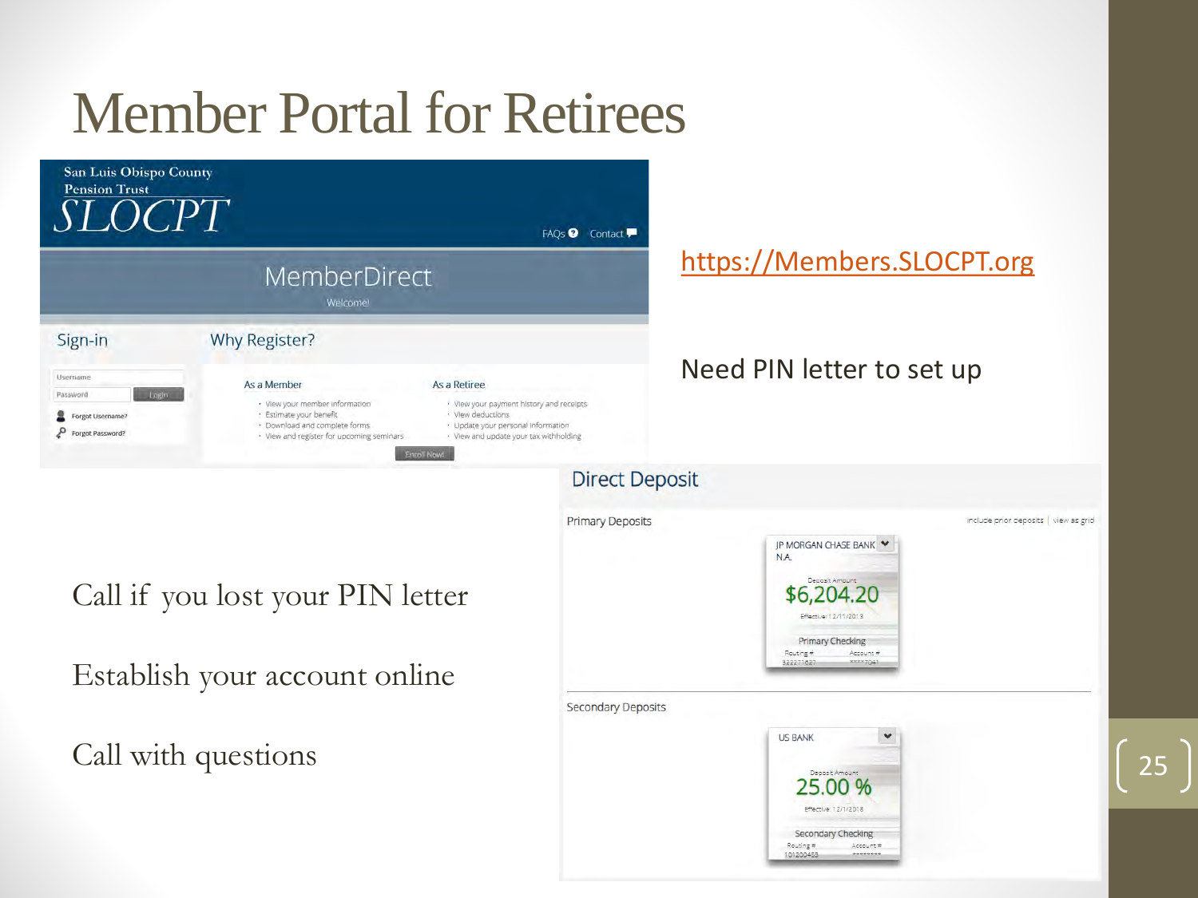# Member Portal for Retirees

https://Members.SLOCPT.org

Need PIN letter to set up

Call if you lost your PIN letter

Establish your account online

Call with questions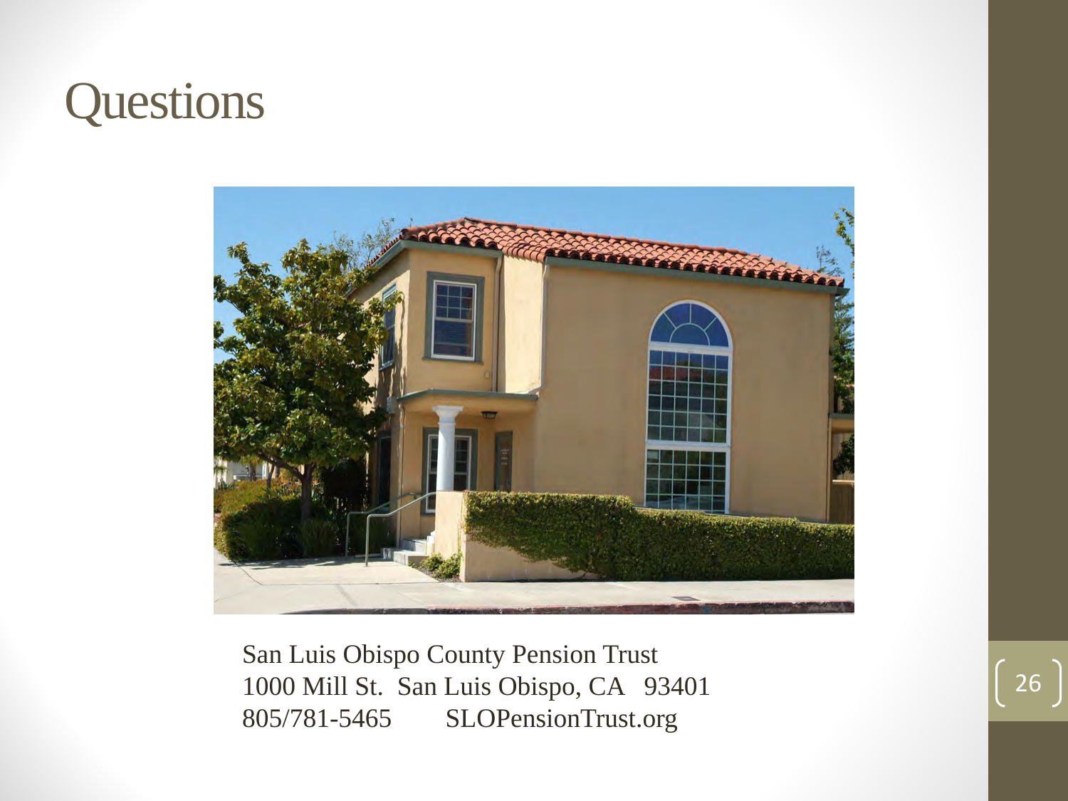# Questions

San Luis Obispo County Pension Trust
1000 Mill St. San Luis Obispo, CA 93401
805/781-5465 SLOPensionTrust.org